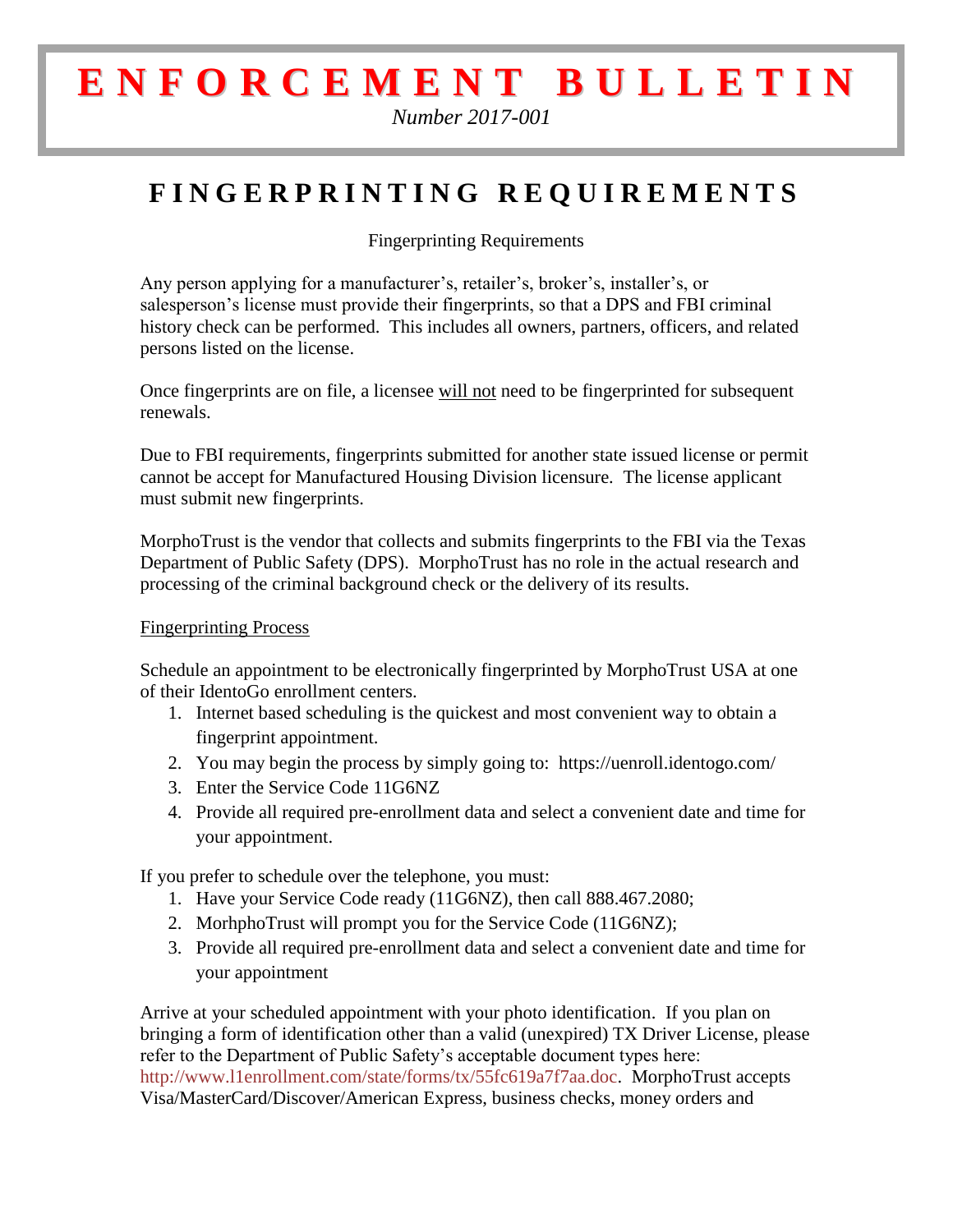# ENFORCEMENT BULLETIN

*Number 2017-001*

## FINGERPRINTING REQUIREMENTS

Fingerprinting Requirements

Any person applying for a manufacturer's, retailer's, broker's, installer's, or salesperson's license must provide their fingerprints, so that a DPS and FBI criminal history check can be performed. This includes all owners, partners, officers, and related persons listed on the license.

Once fingerprints are on file, a licensee <u>will not</u> need to be fingerprinted for subsequent renewals.

Due to FBI requirements, fingerprints submitted for another state issued license or permit cannot be accept for Manufactured Housing Division licensure. The license applicant must submit new fingerprints.

MorphoTrust is the vendor that collects and submits fingerprints to the FBI via the Texas Department of Public Safety (DPS). MorphoTrust has no role in the actual research and processing of the criminal background check or the delivery of its results.

<u>Fingerprinting Process</u>

Schedule an appointment to be electronically fingerprinted by MorphoTrust USA at one of their IdentoGo enrollment centers.

1. Internet based scheduling is the quickest and most convenient way to obtain a fingerprint appointment.
2. You may begin the process by simply going to: https://uenroll.identogo.com/
3. Enter the Service Code 11G6NZ
4. Provide all required pre-enrollment data and select a convenient date and time for your appointment.

If you prefer to schedule over the telephone, you must:

1. Have your Service Code ready (11G6NZ), then call 888.467.2080;
2. MorhphoTrust will prompt you for the Service Code (11G6NZ);
3. Provide all required pre-enrollment data and select a convenient date and time for your appointment

Arrive at your scheduled appointment with your photo identification. If you plan on bringing a form of identification other than a valid (unexpired) TX Driver License, please refer to the Department of Public Safety's acceptable document types here: http://www.l1enrollment.com/state/forms/tx/55fc619a7f7aa.doc. MorphoTrust accepts Visa/MasterCard/Discover/American Express, business checks, money orders and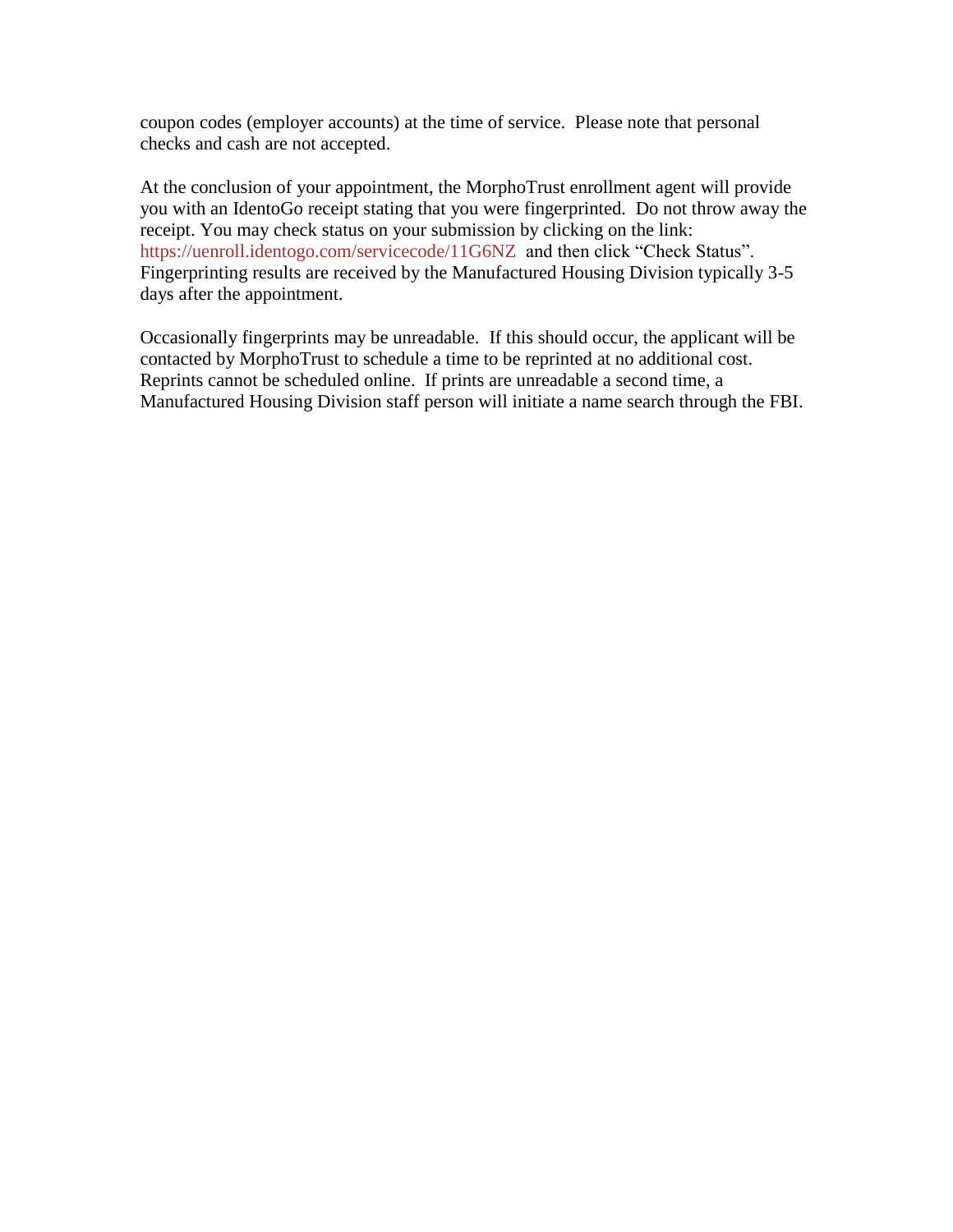coupon codes (employer accounts) at the time of service. Please note that personal checks and cash are not accepted.

At the conclusion of your appointment, the MorphoTrust enrollment agent will provide you with an IdentoGo receipt stating that you were fingerprinted. Do not throw away the receipt. You may check status on your submission by clicking on the link: https://uenroll.identogo.com/servicecode/11G6NZ and then click "Check Status". Fingerprinting results are received by the Manufactured Housing Division typically 3-5 days after the appointment.

Occasionally fingerprints may be unreadable. If this should occur, the applicant will be contacted by MorphoTrust to schedule a time to be reprinted at no additional cost. Reprints cannot be scheduled online. If prints are unreadable a second time, a Manufactured Housing Division staff person will initiate a name search through the FBI.